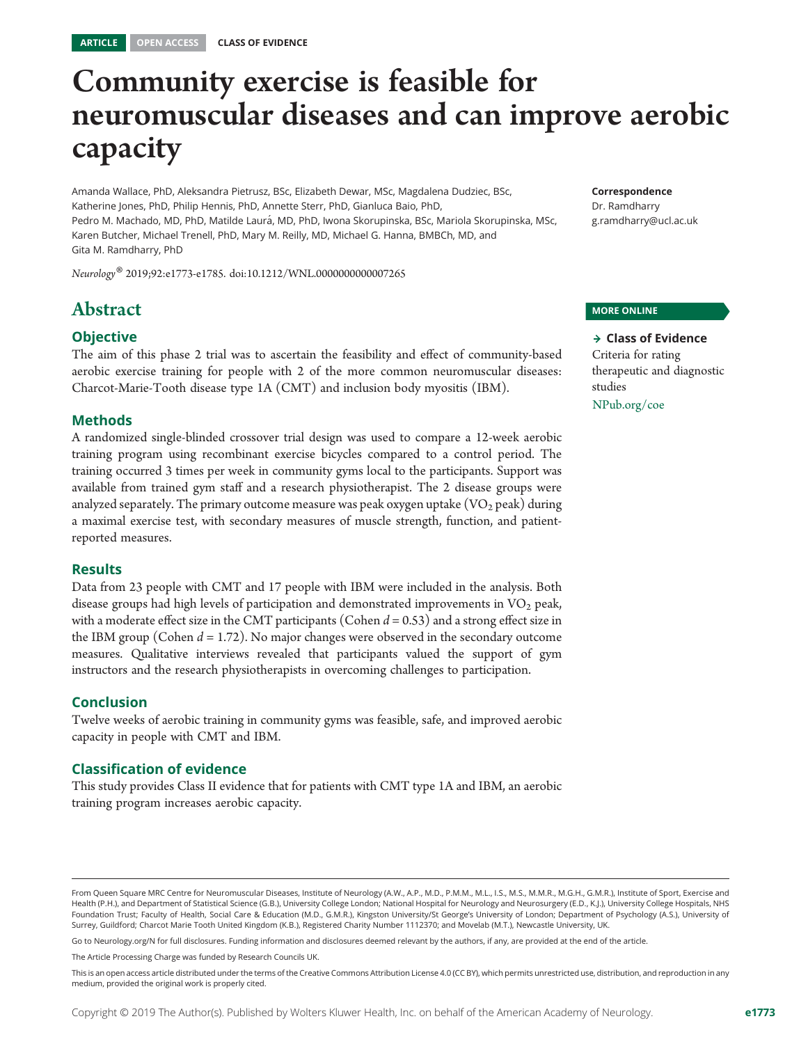ARTICLE OPEN ACCESS CLASS OF EVIDENCE

# Community exercise is feasible for neuromuscular diseases and can improve aerobic capacity

Amanda Wallace, PhD, Aleksandra Pietrusz, BSc, Elizabeth Dewar, MSc, Magdalena Dudziec, BSc, Katherine Jones, PhD, Philip Hennis, PhD, Annette Sterr, PhD, Gianluca Baio, PhD, Pedro M. Machado, MD, PhD, Matilde Laurá, MD, PhD, Iwona Skorupinska, BSc, Mariola Skorupinska, MSc, Karen Butcher, Michael Trenell, PhD, Mary M. Reilly, MD, Michael G. Hanna, BMBCh, MD, and Gita M. Ramdharry, PhD

*Neurology*® 2019;92:e1773-e1785. doi:10.1212/WNL.0000000000007265

**Correspondence**
Dr. Ramdharry
g.ramdharry@ucl.ac.uk

**MORE ONLINE**

**→ Class of Evidence**
Criteria for rating therapeutic and diagnostic studies
NPub.org/coe

## Abstract

### Objective

The aim of this phase 2 trial was to ascertain the feasibility and effect of community-based aerobic exercise training for people with 2 of the more common neuromuscular diseases: Charcot-Marie-Tooth disease type 1A (CMT) and inclusion body myositis (IBM).

### Methods

A randomized single-blinded crossover trial design was used to compare a 12-week aerobic training program using recombinant exercise bicycles compared to a control period. The training occurred 3 times per week in community gyms local to the participants. Support was available from trained gym staff and a research physiotherapist. The 2 disease groups were analyzed separately. The primary outcome measure was peak oxygen uptake ($VO_2$ peak) during a maximal exercise test, with secondary measures of muscle strength, function, and patient-reported measures.

### Results

Data from 23 people with CMT and 17 people with IBM were included in the analysis. Both disease groups had high levels of participation and demonstrated improvements in $VO_2$ peak, with a moderate effect size in the CMT participants (Cohen $d = 0.53$) and a strong effect size in the IBM group (Cohen $d = 1.72$). No major changes were observed in the secondary outcome measures. Qualitative interviews revealed that participants valued the support of gym instructors and the research physiotherapists in overcoming challenges to participation.

### Conclusion

Twelve weeks of aerobic training in community gyms was feasible, safe, and improved aerobic capacity in people with CMT and IBM.

### Classification of evidence

This study provides Class II evidence that for patients with CMT type 1A and IBM, an aerobic training program increases aerobic capacity.

---

From Queen Square MRC Centre for Neuromuscular Diseases, Institute of Neurology (A.W., A.P., M.D., P.M.M., M.L., I.S., M.S., M.M.R., M.G.H., G.M.R.), Institute of Sport, Exercise and Health (P.H.), and Department of Statistical Science (G.B.), University College London; National Hospital for Neurology and Neurosurgery (E.D., K.J.), University College Hospitals, NHS Foundation Trust; Faculty of Health, Social Care & Education (M.D., G.M.R.), Kingston University/St George's University of London; Department of Psychology (A.S.), University of Surrey, Guildford; Charcot Marie Tooth United Kingdom (K.B.), Registered Charity Number 1112370; and Movelab (M.T.), Newcastle University, UK.

Go to Neurology.org/N for full disclosures. Funding information and disclosures deemed relevant by the authors, if any, are provided at the end of the article.

The Article Processing Charge was funded by Research Councils UK.

This is an open access article distributed under the terms of the Creative Commons Attribution License 4.0 (CC BY), which permits unrestricted use, distribution, and reproduction in any medium, provided the original work is properly cited.

Copyright © 2019 The Author(s). Published by Wolters Kluwer Health, Inc. on behalf of the American Academy of Neurology.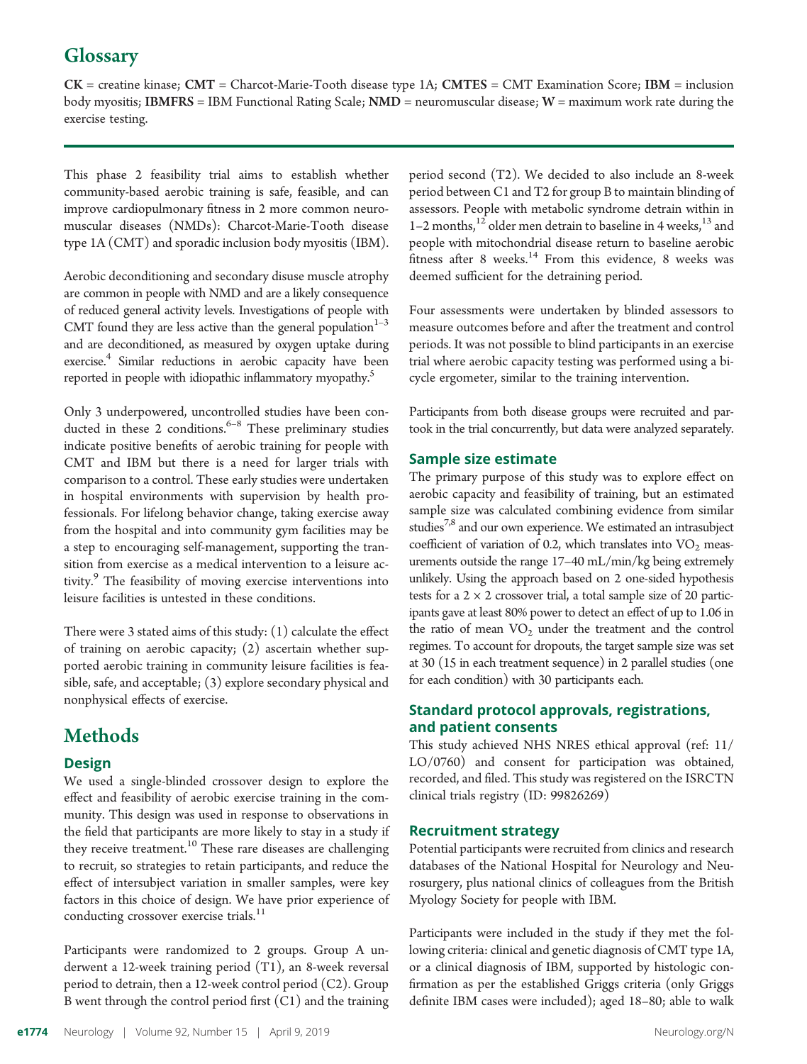## Glossary

**CK** = creatine kinase; **CMT** = Charcot-Marie-Tooth disease type 1A; **CMTES** = CMT Examination Score; **IBM** = inclusion body myositis; **IBMFRS** = IBM Functional Rating Scale; **NMD** = neuromuscular disease; **W** = maximum work rate during the exercise testing.

This phase 2 feasibility trial aims to establish whether community-based aerobic training is safe, feasible, and can improve cardiopulmonary fitness in 2 more common neuromuscular diseases (NMDs): Charcot-Marie-Tooth disease type 1A (CMT) and sporadic inclusion body myositis (IBM).

Aerobic deconditioning and secondary disuse muscle atrophy are common in people with NMD and are a likely consequence of reduced general activity levels. Investigations of people with CMT found they are less active than the general population[1–3] and are deconditioned, as measured by oxygen uptake during exercise.[4] Similar reductions in aerobic capacity have been reported in people with idiopathic inflammatory myopathy.[5]

Only 3 underpowered, uncontrolled studies have been conducted in these 2 conditions.[6–8] These preliminary studies indicate positive benefits of aerobic training for people with CMT and IBM but there is a need for larger trials with comparison to a control. These early studies were undertaken in hospital environments with supervision by health professionals. For lifelong behavior change, taking exercise away from the hospital and into community gym facilities may be a step to encouraging self-management, supporting the transition from exercise as a medical intervention to a leisure activity.[9] The feasibility of moving exercise interventions into leisure facilities is untested in these conditions.

There were 3 stated aims of this study: (1) calculate the effect of training on aerobic capacity; (2) ascertain whether supported aerobic training in community leisure facilities is feasible, safe, and acceptable; (3) explore secondary physical and nonphysical effects of exercise.

# Methods

## Design

We used a single-blinded crossover design to explore the effect and feasibility of aerobic exercise training in the community. This design was used in response to observations in the field that participants are more likely to stay in a study if they receive treatment.[10] These rare diseases are challenging to recruit, so strategies to retain participants, and reduce the effect of intersubject variation in smaller samples, were key factors in this choice of design. We have prior experience of conducting crossover exercise trials.[11]

Participants were randomized to 2 groups. Group A underwent a 12-week training period (T1), an 8-week reversal period to detrain, then a 12-week control period (C2). Group B went through the control period first (C1) and the training period second (T2). We decided to also include an 8-week period between C1 and T2 for group B to maintain blinding of assessors. People with metabolic syndrome detrain within in 1–2 months,[12] older men detrain to baseline in 4 weeks,[13] and people with mitochondrial disease return to baseline aerobic fitness after 8 weeks.[14] From this evidence, 8 weeks was deemed sufficient for the detraining period.

Four assessments were undertaken by blinded assessors to measure outcomes before and after the treatment and control periods. It was not possible to blind participants in an exercise trial where aerobic capacity testing was performed using a bicycle ergometer, similar to the training intervention.

Participants from both disease groups were recruited and partook in the trial concurrently, but data were analyzed separately.

## Sample size estimate

The primary purpose of this study was to explore effect on aerobic capacity and feasibility of training, but an estimated sample size was calculated combining evidence from similar studies[7,8] and our own experience. We estimated an intrasubject coefficient of variation of 0.2, which translates into $VO_2$ measurements outside the range 17–40 mL/min/kg being extremely unlikely. Using the approach based on 2 one-sided hypothesis tests for a 2 × 2 crossover trial, a total sample size of 20 participants gave at least 80% power to detect an effect of up to 1.06 in the ratio of mean $VO_2$ under the treatment and the control regimes. To account for dropouts, the target sample size was set at 30 (15 in each treatment sequence) in 2 parallel studies (one for each condition) with 30 participants each.

## Standard protocol approvals, registrations, and patient consents

This study achieved NHS NRES ethical approval (ref: 11/LO/0760) and consent for participation was obtained, recorded, and filed. This study was registered on the ISRCTN clinical trials registry (ID: 99826269)

## Recruitment strategy

Potential participants were recruited from clinics and research databases of the National Hospital for Neurology and Neurosurgery, plus national clinics of colleagues from the British Myology Society for people with IBM.

Participants were included in the study if they met the following criteria: clinical and genetic diagnosis of CMT type 1A, or a clinical diagnosis of IBM, supported by histologic confirmation as per the established Griggs criteria (only Griggs definite IBM cases were included); aged 18–80; able to walk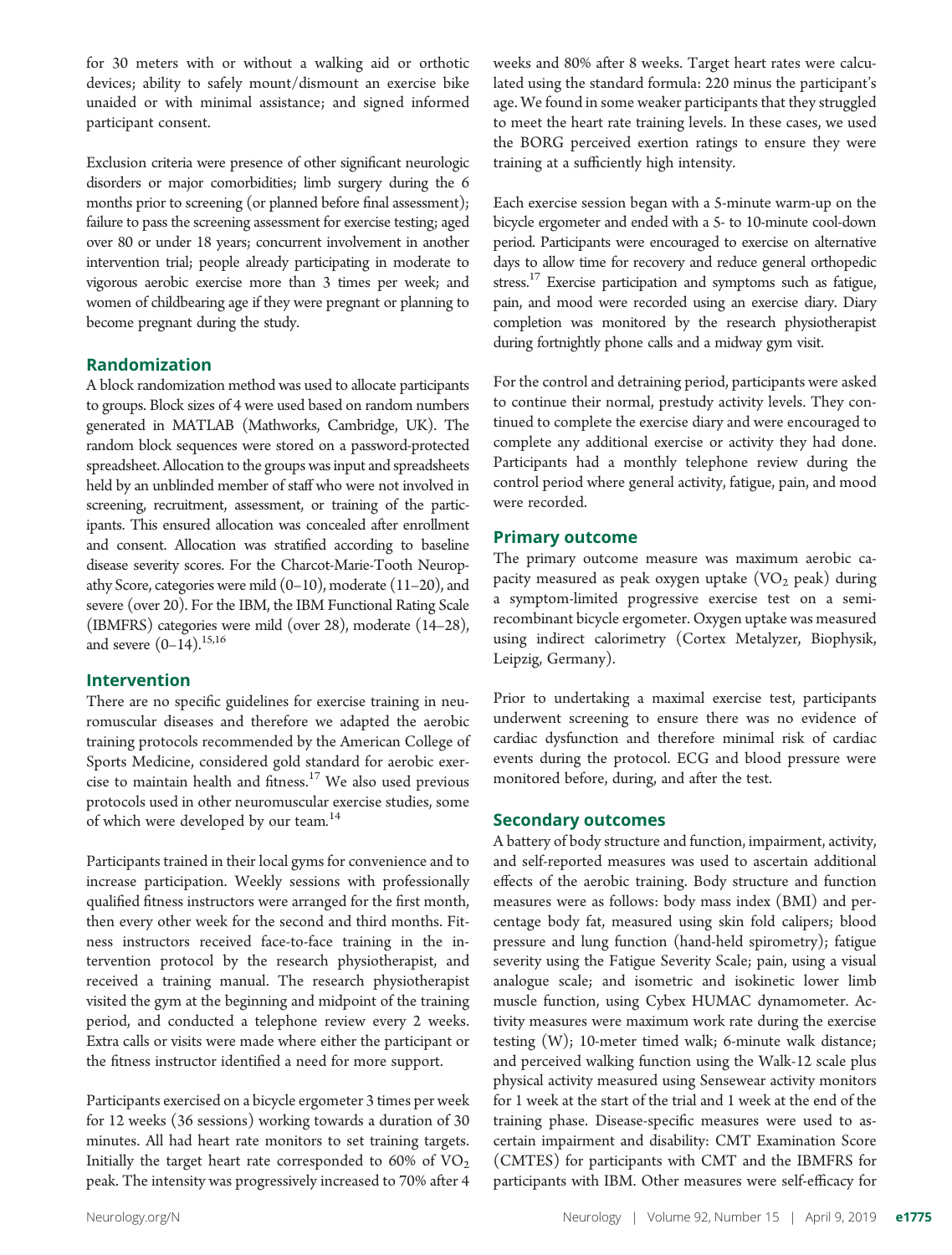for 30 meters with or without a walking aid or orthotic devices; ability to safely mount/dismount an exercise bike unaided or with minimal assistance; and signed informed participant consent.

Exclusion criteria were presence of other significant neurologic disorders or major comorbidities; limb surgery during the 6 months prior to screening (or planned before final assessment); failure to pass the screening assessment for exercise testing; aged over 80 or under 18 years; concurrent involvement in another intervention trial; people already participating in moderate to vigorous aerobic exercise more than 3 times per week; and women of childbearing age if they were pregnant or planning to become pregnant during the study.

## Randomization

A block randomization method was used to allocate participants to groups. Block sizes of 4 were used based on random numbers generated in MATLAB (Mathworks, Cambridge, UK). The random block sequences were stored on a password-protected spreadsheet. Allocation to the groups was input and spreadsheets held by an unblinded member of staff who were not involved in screening, recruitment, assessment, or training of the participants. This ensured allocation was concealed after enrollment and consent. Allocation was stratified according to baseline disease severity scores. For the Charcot-Marie-Tooth Neuropathy Score, categories were mild (0–10), moderate (11–20), and severe (over 20). For the IBM, the IBM Functional Rating Scale (IBMFRS) categories were mild (over 28), moderate (14–28), and severe (0–14).[15,16]

## Intervention

There are no specific guidelines for exercise training in neuromuscular diseases and therefore we adapted the aerobic training protocols recommended by the American College of Sports Medicine, considered gold standard for aerobic exercise to maintain health and fitness.[17] We also used previous protocols used in other neuromuscular exercise studies, some of which were developed by our team.[14]

Participants trained in their local gyms for convenience and to increase participation. Weekly sessions with professionally qualified fitness instructors were arranged for the first month, then every other week for the second and third months. Fitness instructors received face-to-face training in the intervention protocol by the research physiotherapist, and received a training manual. The research physiotherapist visited the gym at the beginning and midpoint of the training period, and conducted a telephone review every 2 weeks. Extra calls or visits were made where either the participant or the fitness instructor identified a need for more support.

Participants exercised on a bicycle ergometer 3 times per week for 12 weeks (36 sessions) working towards a duration of 30 minutes. All had heart rate monitors to set training targets. Initially the target heart rate corresponded to 60% of $VO_2$ peak. The intensity was progressively increased to 70% after 4 weeks and 80% after 8 weeks. Target heart rates were calculated using the standard formula: 220 minus the participant's age. We found in some weaker participants that they struggled to meet the heart rate training levels. In these cases, we used the BORG perceived exertion ratings to ensure they were training at a sufficiently high intensity.

Each exercise session began with a 5-minute warm-up on the bicycle ergometer and ended with a 5- to 10-minute cool-down period. Participants were encouraged to exercise on alternative days to allow time for recovery and reduce general orthopedic stress.[17] Exercise participation and symptoms such as fatigue, pain, and mood were recorded using an exercise diary. Diary completion was monitored by the research physiotherapist during fortnightly phone calls and a midway gym visit.

For the control and detraining period, participants were asked to continue their normal, prestudy activity levels. They continued to complete the exercise diary and were encouraged to complete any additional exercise or activity they had done. Participants had a monthly telephone review during the control period where general activity, fatigue, pain, and mood were recorded.

## Primary outcome

The primary outcome measure was maximum aerobic capacity measured as peak oxygen uptake ($VO_2$ peak) during a symptom-limited progressive exercise test on a semi-recombinant bicycle ergometer. Oxygen uptake was measured using indirect calorimetry (Cortex Metalyzer, Biophysik, Leipzig, Germany).

Prior to undertaking a maximal exercise test, participants underwent screening to ensure there was no evidence of cardiac dysfunction and therefore minimal risk of cardiac events during the protocol. ECG and blood pressure were monitored before, during, and after the test.

## Secondary outcomes

A battery of body structure and function, impairment, activity, and self-reported measures was used to ascertain additional effects of the aerobic training. Body structure and function measures were as follows: body mass index (BMI) and percentage body fat, measured using skin fold calipers; blood pressure and lung function (hand-held spirometry); fatigue severity using the Fatigue Severity Scale; pain, using a visual analogue scale; and isometric and isokinetic lower limb muscle function, using Cybex HUMAC dynamometer. Activity measures were maximum work rate during the exercise testing (W); 10-meter timed walk; 6-minute walk distance; and perceived walking function using the Walk-12 scale plus physical activity measured using Sensewear activity monitors for 1 week at the start of the trial and 1 week at the end of the training phase. Disease-specific measures were used to ascertain impairment and disability: CMT Examination Score (CMTES) for participants with CMT and the IBMFRS for participants with IBM. Other measures were self-efficacy for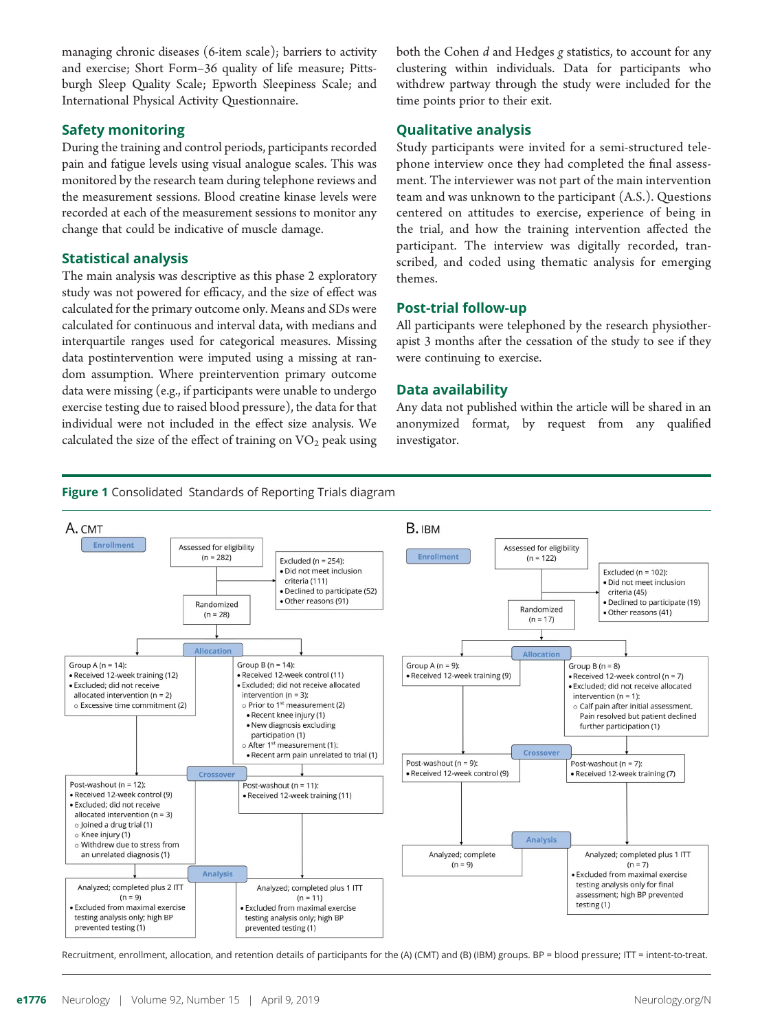managing chronic diseases (6-item scale); barriers to activity and exercise; Short Form–36 quality of life measure; Pittsburgh Sleep Quality Scale; Epworth Sleepiness Scale; and International Physical Activity Questionnaire.

## Safety monitoring

During the training and control periods, participants recorded pain and fatigue levels using visual analogue scales. This was monitored by the research team during telephone reviews and the measurement sessions. Blood creatine kinase levels were recorded at each of the measurement sessions to monitor any change that could be indicative of muscle damage.

## Statistical analysis

The main analysis was descriptive as this phase 2 exploratory study was not powered for efficacy, and the size of effect was calculated for the primary outcome only. Means and SDs were calculated for continuous and interval data, with medians and interquartile ranges used for categorical measures. Missing data postintervention were imputed using a missing at random assumption. Where preintervention primary outcome data were missing (e.g., if participants were unable to undergo exercise testing due to raised blood pressure), the data for that individual were not included in the effect size analysis. We calculated the size of the effect of training on $VO_2$ peak using both the Cohen *d* and Hedges *g* statistics, to account for any clustering within individuals. Data for participants who withdrew partway through the study were included for the time points prior to their exit.

## Qualitative analysis

Study participants were invited for a semi-structured telephone interview once they had completed the final assessment. The interviewer was not part of the main intervention team and was unknown to the participant (A.S.). Questions centered on attitudes to exercise, experience of being in the trial, and how the training intervention affected the participant. The interview was digitally recorded, transcribed, and coded using thematic analysis for emerging themes.

## Post-trial follow-up

All participants were telephoned by the research physiotherapist 3 months after the cessation of the study to see if they were continuing to exercise.

## Data availability

Any data not published within the article will be shared in an anonymized format, by request from any qualified investigator.

**Figure 1** Consolidated Standards of Reporting Trials diagram

**A. CMT**

- **Enrollment**
  - Assessed for eligibility (n = 282)
  - Excluded (n = 254):
    - Did not meet inclusion criteria (111)
    - Declined to participate (52)
    - Other reasons (91)
  - Randomized (n = 28)
- **Allocation**
  - Group A (n = 14):
    - Received 12-week training (12)
    - Excluded; did not receive allocated intervention (n = 2)
      - Excessive time commitment (2)
  - Group B (n = 14):
    - Received 12-week control (11)
    - Excluded; did not receive allocated intervention (n = 3):
      - Prior to 1st measurement (2)
        - Recent knee injury (1)
        - New diagnosis excluding participation (1)
      - After 1st measurement (1):
        - Recent arm pain unrelated to trial (1)
- **Crossover**
  - Post-washout (n = 12):
    - Received 12-week control (9)
    - Excluded; did not receive allocated intervention (n = 3)
      - Joined a drug trial (1)
      - Knee injury (1)
      - Withdrew due to stress from an unrelated diagnosis (1)
  - Post-washout (n = 11):
    - Received 12-week training (11)
- **Analysis**
  - Analyzed; completed plus 2 ITT (n = 9)
    - Excluded from maximal exercise testing analysis only; high BP prevented testing (1)
  - Analyzed; completed plus 1 ITT (n = 11)
    - Excluded from maximal exercise testing analysis only; high BP prevented testing (1)

**B. IBM**

- **Enrollment**
  - Assessed for eligibility (n = 122)
  - Excluded (n = 102):
    - Did not meet inclusion criteria (45)
    - Declined to participate (19)
    - Other reasons (41)
  - Randomized (n = 17)
- **Allocation**
  - Group A (n = 9):
    - Received 12-week training (9)
  - Group B (n = 8)
    - Received 12-week control (n = 7)
    - Excluded; did not receive allocated intervention (n = 1):
      - Calf pain after initial assessment. Pain resolved but patient declined further participation (1)
- **Crossover**
  - Post-washout (n = 9):
    - Received 12-week control (9)
  - Post-washout (n = 7):
    - Received 12-week training (7)
- **Analysis**
  - Analyzed; complete (n = 9)
  - Analyzed; completed plus 1 ITT (n = 7)
    - Excluded from maximal exercise testing analysis only for final assessment; high BP prevented testing (1)

Recruitment, enrollment, allocation, and retention details of participants for the (A) (CMT) and (B) (IBM) groups. BP = blood pressure; ITT = intent-to-treat.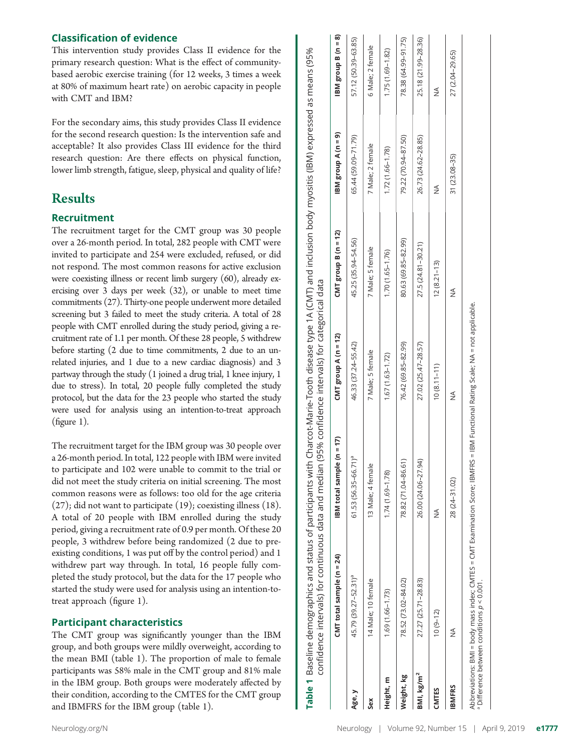### Classification of evidence

This intervention study provides Class II evidence for the primary research question: What is the effect of community-based aerobic exercise training (for 12 weeks, 3 times a week at 80% of maximum heart rate) on aerobic capacity in people with CMT and IBM?

For the secondary aims, this study provides Class II evidence for the second research question: Is the intervention safe and acceptable? It also provides Class III evidence for the third research question: Are there effects on physical function, lower limb strength, fatigue, sleep, physical and quality of life?

## Results

### Recruitment

The recruitment target for the CMT group was 30 people over a 26-month period. In total, 282 people with CMT were invited to participate and 254 were excluded, refused, or did not respond. The most common reasons for active exclusion were coexisting illness or recent limb surgery (60), already exercising over 3 days per week (32), or unable to meet time commitments (27). Thirty-one people underwent more detailed screening but 3 failed to meet the study criteria. A total of 28 people with CMT enrolled during the study period, giving a recruitment rate of 1.1 per month. Of these 28 people, 5 withdrew before starting (2 due to time commitments, 2 due to an unrelated injuries, and 1 due to a new cardiac diagnosis) and 3 partway through the study (1 joined a drug trial, 1 knee injury, 1 due to stress). In total, 20 people fully completed the study protocol, but the data for the 23 people who started the study were used for analysis using an intention-to-treat approach (figure 1).

The recruitment target for the IBM group was 30 people over a 26-month period. In total, 122 people with IBM were invited to participate and 102 were unable to commit to the trial or did not meet the study criteria on initial screening. The most common reasons were as follows: too old for the age criteria (27); did not want to participate (19); coexisting illness (18). A total of 20 people with IBM enrolled during the study period, giving a recruitment rate of 0.9 per month. Of these 20 people, 3 withdrew before being randomized (2 due to preexisting conditions, 1 was put off by the control period) and 1 withdrew part way through. In total, 16 people fully completed the study protocol, but the data for the 17 people who started the study were used for analysis using an intention-to-treat approach (figure 1).

### Participant characteristics

The CMT group was significantly younger than the IBM group, and both groups were mildly overweight, according to the mean BMI (table 1). The proportion of male to female participants was 58% male in the CMT group and 81% male in the IBM group. Both groups were moderately affected by their condition, according to the CMTES for the CMT group and IBMFRS for the IBM group (table 1).

**Table 1** Baseline demographics and status of participants with Charcot-Marie-Tooth disease type 1A (CMT) and inclusion body myositis (IBM) expressed as means (95% confidence intervals) for continuous data and median (95% confidence intervals) for categorical data

| | CMT total sample (n = 24) | IBM total sample (n = 17) | CMT group A (n = 12) | CMT group B (n = 12) | IBM group A (n = 9) | IBM group B (n = 8) |
|---|---|---|---|---|---|---|
| **Age, y** | 45.79 (39.27–52.31)[a] | 61.53 (56.35–66.71)[a] | 46.33 (37.24–55.42) | 45.25 (35.94–54.56) | 65.44 (59.09–71.79) | 57.12 (50.39–63.85) |
| **Sex** | 14 Male; 10 female | 13 Male; 4 female | 7 Male; 5 female | 7 Male; 5 female | 7 Male; 2 female | 6 Male; 2 female |
| **Height, m** | 1.69 (1.66–1.73) | 1.74 (1.69–1.78) | 1.67 (1.63–1.72) | 1.70 (1.65–1.76) | 1.72 (1.66–1.78) | 1.75 (1.69–1.82) |
| **Weight, kg** | 78.52 (73.02–84.02) | 78.82 (71.04–86.61) | 76.42 (69.85–82.99) | 80.63 (69.85–82.99) | 79.22 (70.94–87.50) | 78.38 (64.99–91.75) |
| **BMI, kg/m²** | 27.27 (25.71–28.83) | 26.00 (24.06–27.94) | 27.02 (25.47–28.57) | 27.5 (24.81–30.21) | 26.73 (24.62–28.85) | 25.18 (21.99–28.36) |
| **CMTES** | 10 (9–12) | NA | 10 (8.11–11) | 12 (8.21–13) | NA | NA |
| **IBMFRS** | NA | 28 (24–31.02) | NA | NA | 31 (23.08–35) | 27 (2.04–29.65) |

Abbreviations: BMI = body mass index; CMTES = CMT Examination Score; IBMFRS = IBM Functional Rating Scale; NA = not applicable.
[a] Difference between conditions $p < 0.001$.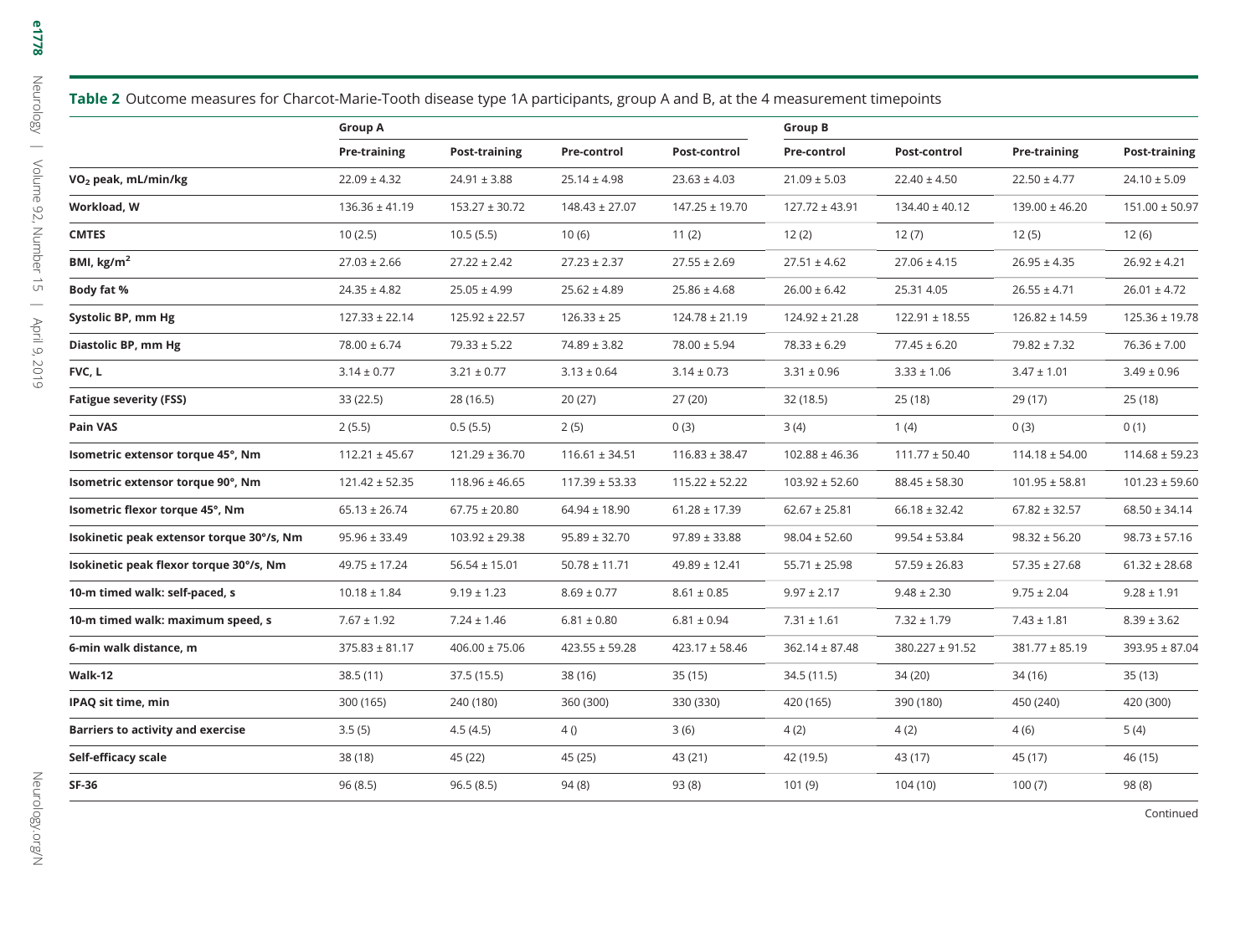**Table 2** Outcome measures for Charcot-Marie-Tooth disease type 1A participants, group A and B, at the 4 measurement timepoints

| | Group A | | | | Group B | | | |
|---|---|---|---|---|---|---|---|---|
| | Pre-training | Post-training | Pre-control | Post-control | Pre-control | Post-control | Pre-training | Post-training |
| $VO_2$ peak, mL/min/kg | 22.09 ± 4.32 | 24.91 ± 3.88 | 25.14 ± 4.98 | 23.63 ± 4.03 | 21.09 ± 5.03 | 22.40 ± 4.50 | 22.50 ± 4.77 | 24.10 ± 5.09 |
| Workload, W | 136.36 ± 41.19 | 153.27 ± 30.72 | 148.43 ± 27.07 | 147.25 ± 19.70 | 127.72 ± 43.91 | 134.40 ± 40.12 | 139.00 ± 46.20 | 151.00 ± 50.97 |
| CMTES | 10 (2.5) | 10.5 (5.5) | 10 (6) | 11 (2) | 12 (2) | 12 (7) | 12 (5) | 12 (6) |
| BMI, kg/$m^2$ | 27.03 ± 2.66 | 27.22 ± 2.42 | 27.23 ± 2.37 | 27.55 ± 2.69 | 27.51 ± 4.62 | 27.06 ± 4.15 | 26.95 ± 4.35 | 26.92 ± 4.21 |
| Body fat % | 24.35 ± 4.82 | 25.05 ± 4.99 | 25.62 ± 4.89 | 25.86 ± 4.68 | 26.00 ± 6.42 | 25.31 4.05 | 26.55 ± 4.71 | 26.01 ± 4.72 |
| Systolic BP, mm Hg | 127.33 ± 22.14 | 125.92 ± 22.57 | 126.33 ± 25 | 124.78 ± 21.19 | 124.92 ± 21.28 | 122.91 ± 18.55 | 126.82 ± 14.59 | 125.36 ± 19.78 |
| Diastolic BP, mm Hg | 78.00 ± 6.74 | 79.33 ± 5.22 | 74.89 ± 3.82 | 78.00 ± 5.94 | 78.33 ± 6.29 | 77.45 ± 6.20 | 79.82 ± 7.32 | 76.36 ± 7.00 |
| FVC, L | 3.14 ± 0.77 | 3.21 ± 0.77 | 3.13 ± 0.64 | 3.14 ± 0.73 | 3.31 ± 0.96 | 3.33 ± 1.06 | 3.47 ± 1.01 | 3.49 ± 0.96 |
| Fatigue severity (FSS) | 33 (22.5) | 28 (16.5) | 20 (27) | 27 (20) | 32 (18.5) | 25 (18) | 29 (17) | 25 (18) |
| Pain VAS | 2 (5.5) | 0.5 (5.5) | 2 (5) | 0 (3) | 3 (4) | 1 (4) | 0 (3) | 0 (1) |
| Isometric extensor torque 45°, Nm | 112.21 ± 45.67 | 121.29 ± 36.70 | 116.61 ± 34.51 | 116.83 ± 38.47 | 102.88 ± 46.36 | 111.77 ± 50.40 | 114.18 ± 54.00 | 114.68 ± 59.23 |
| Isometric extensor torque 90°, Nm | 121.42 ± 52.35 | 118.96 ± 46.65 | 117.39 ± 53.33 | 115.22 ± 52.22 | 103.92 ± 52.60 | 88.45 ± 58.30 | 101.95 ± 58.81 | 101.23 ± 59.60 |
| Isometric flexor torque 45°, Nm | 65.13 ± 26.74 | 67.75 ± 20.80 | 64.94 ± 18.90 | 61.28 ± 17.39 | 62.67 ± 25.81 | 66.18 ± 32.42 | 67.82 ± 32.57 | 68.50 ± 34.14 |
| Isokinetic peak extensor torque 30°/s, Nm | 95.96 ± 33.49 | 103.92 ± 29.38 | 95.89 ± 32.70 | 97.89 ± 33.88 | 98.04 ± 52.60 | 99.54 ± 53.84 | 98.32 ± 56.20 | 98.73 ± 57.16 |
| Isokinetic peak flexor torque 30°/s, Nm | 49.75 ± 17.24 | 56.54 ± 15.01 | 50.78 ± 11.71 | 49.89 ± 12.41 | 55.71 ± 25.98 | 57.59 ± 26.83 | 57.35 ± 27.68 | 61.32 ± 28.68 |
| 10-m timed walk: self-paced, s | 10.18 ± 1.84 | 9.19 ± 1.23 | 8.69 ± 0.77 | 8.61 ± 0.85 | 9.97 ± 2.17 | 9.48 ± 2.30 | 9.75 ± 2.04 | 9.28 ± 1.91 |
| 10-m timed walk: maximum speed, s | 7.67 ± 1.92 | 7.24 ± 1.46 | 6.81 ± 0.80 | 6.81 ± 0.94 | 7.31 ± 1.61 | 7.32 ± 1.79 | 7.43 ± 1.81 | 8.39 ± 3.62 |
| 6-min walk distance, m | 375.83 ± 81.17 | 406.00 ± 75.06 | 423.55 ± 59.28 | 423.17 ± 58.46 | 362.14 ± 87.48 | 380.227 ± 91.52 | 381.77 ± 85.19 | 393.95 ± 87.04 |
| Walk-12 | 38.5 (11) | 37.5 (15.5) | 38 (16) | 35 (15) | 34.5 (11.5) | 34 (20) | 34 (16) | 35 (13) |
| IPAQ sit time, min | 300 (165) | 240 (180) | 360 (300) | 330 (330) | 420 (165) | 390 (180) | 450 (240) | 420 (300) |
| Barriers to activity and exercise | 3.5 (5) | 4.5 (4.5) | 4 () | 3 (6) | 4 (2) | 4 (2) | 4 (6) | 5 (4) |
| Self-efficacy scale | 38 (18) | 45 (22) | 45 (25) | 43 (21) | 42 (19.5) | 43 (17) | 45 (17) | 46 (15) |
| SF-36 | 96 (8.5) | 96.5 (8.5) | 94 (8) | 93 (8) | 101 (9) | 104 (10) | 100 (7) | 98 (8) |

Continued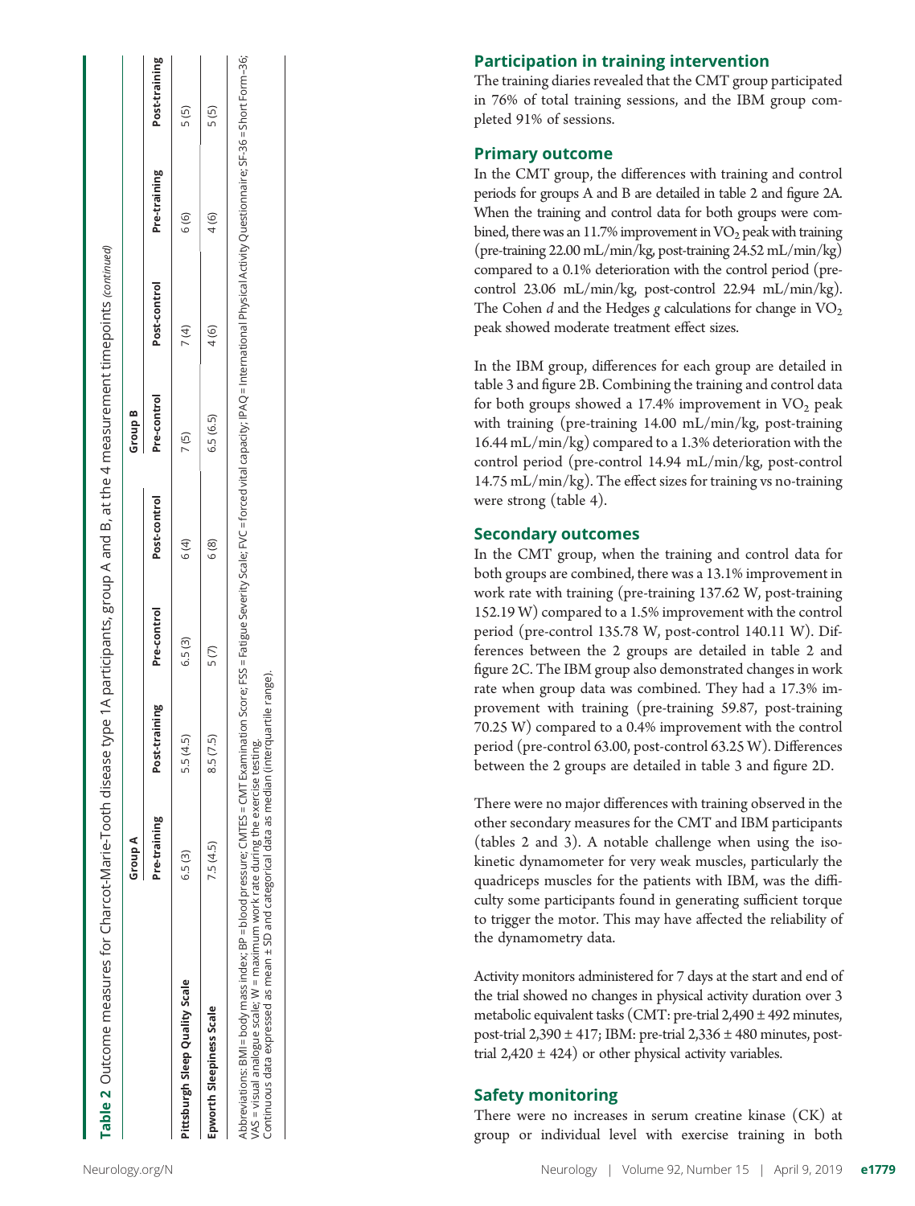**Table 2** Outcome measures for Charcot-Marie-Tooth disease type 1A participants, group A and B, at the 4 measurement timepoints *(continued)*

| | Group A | | | | Group B | | | |
|---|---|---|---|---|---|---|---|---|
| | Pre-training | Post-training | Pre-control | Post-control | Pre-control | Post-control | Pre-training | Post-training |
| **Pittsburgh Sleep Quality Scale** | 6.5 (3) | 5.5 (4.5) | 6.5 (3) | 6 (4) | 7 (5) | 7 (4) | 6 (6) | 5 (5) |
| **Epworth Sleepiness Scale** | 7.5 (4.5) | 8.5 (7.5) | 5 (7) | 6 (8) | 6.5 (6.5) | 4 (6) | 4 (6) | 5 (5) |

Abbreviations: BMI = body mass index; BP = blood pressure; CMTES = CMT Examination Score; FSS = Fatigue Severity Scale; FVC = forced vital capacity; IPAQ = International Physical Activity Questionnaire; SF-36 = Short Form–36; VAS = visual analogue scale; W = maximum work rate during the exercise testing.
Continuous data expressed as mean ± SD and categorical data as median (interquartile range).

## Participation in training intervention

The training diaries revealed that the CMT group participated in 76% of total training sessions, and the IBM group completed 91% of sessions.

## Primary outcome

In the CMT group, the differences with training and control periods for groups A and B are detailed in table 2 and figure 2A. When the training and control data for both groups were combined, there was an 11.7% improvement in $VO_2$ peak with training (pre-training 22.00 mL/min/kg, post-training 24.52 mL/min/kg) compared to a 0.1% deterioration with the control period (pre-control 23.06 mL/min/kg, post-control 22.94 mL/min/kg). The Cohen *d* and the Hedges *g* calculations for change in $VO_2$ peak showed moderate treatment effect sizes.

In the IBM group, differences for each group are detailed in table 3 and figure 2B. Combining the training and control data for both groups showed a 17.4% improvement in $VO_2$ peak with training (pre-training 14.00 mL/min/kg, post-training 16.44 mL/min/kg) compared to a 1.3% deterioration with the control period (pre-control 14.94 mL/min/kg, post-control 14.75 mL/min/kg). The effect sizes for training vs no-training were strong (table 4).

## Secondary outcomes

In the CMT group, when the training and control data for both groups are combined, there was a 13.1% improvement in work rate with training (pre-training 137.62 W, post-training 152.19 W) compared to a 1.5% improvement with the control period (pre-control 135.78 W, post-control 140.11 W). Differences between the 2 groups are detailed in table 2 and figure 2C. The IBM group also demonstrated changes in work rate when group data was combined. They had a 17.3% improvement with training (pre-training 59.87, post-training 70.25 W) compared to a 0.4% improvement with the control period (pre-control 63.00, post-control 63.25 W). Differences between the 2 groups are detailed in table 3 and figure 2D.

There were no major differences with training observed in the other secondary measures for the CMT and IBM participants (tables 2 and 3). A notable challenge when using the isokinetic dynamometer for very weak muscles, particularly the quadriceps muscles for the patients with IBM, was the difficulty some participants found in generating sufficient torque to trigger the motor. This may have affected the reliability of the dynamometry data.

Activity monitors administered for 7 days at the start and end of the trial showed no changes in physical activity duration over 3 metabolic equivalent tasks (CMT: pre-trial 2,490 ± 492 minutes, post-trial 2,390 ± 417; IBM: pre-trial 2,336 ± 480 minutes, post-trial 2,420 ± 424) or other physical activity variables.

## Safety monitoring

There were no increases in serum creatine kinase (CK) at group or individual level with exercise training in both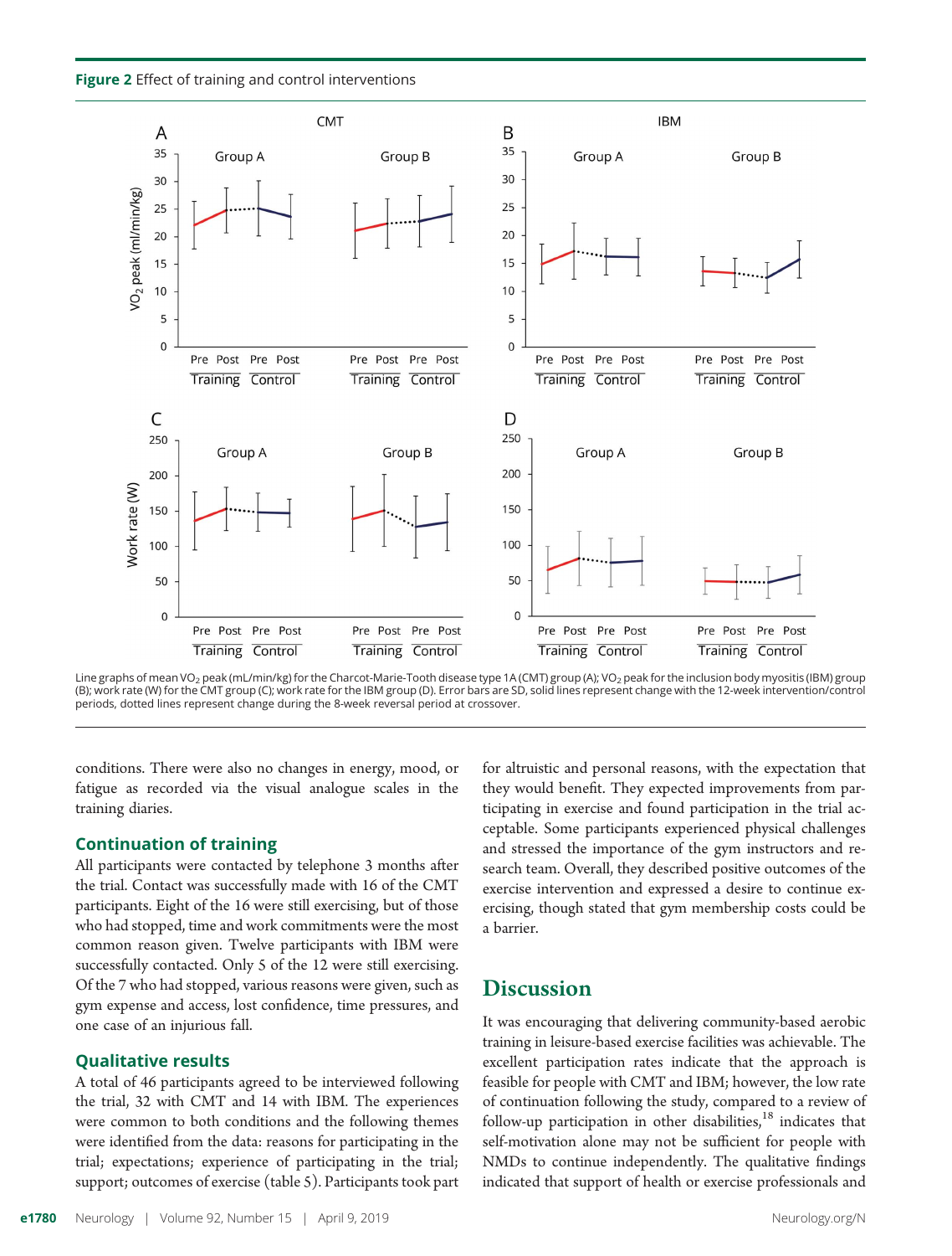**Figure 2** Effect of training and control interventions

Line graphs of mean $VO_2$ peak (mL/min/kg) for the Charcot-Marie-Tooth disease type 1A (CMT) group (A); $VO_2$ peak for the inclusion body myositis (IBM) group (B); work rate (W) for the CMT group (C); work rate for the IBM group (D). Error bars are SD, solid lines represent change with the 12-week intervention/control periods, dotted lines represent change during the 8-week reversal period at crossover.

conditions. There were also no changes in energy, mood, or fatigue as recorded via the visual analogue scales in the training diaries.

## Continuation of training

All participants were contacted by telephone 3 months after the trial. Contact was successfully made with 16 of the CMT participants. Eight of the 16 were still exercising, but of those who had stopped, time and work commitments were the most common reason given. Twelve participants with IBM were successfully contacted. Only 5 of the 12 were still exercising. Of the 7 who had stopped, various reasons were given, such as gym expense and access, lost confidence, time pressures, and one case of an injurious fall.

## Qualitative results

A total of 46 participants agreed to be interviewed following the trial, 32 with CMT and 14 with IBM. The experiences were common to both conditions and the following themes were identified from the data: reasons for participating in the trial; expectations; experience of participating in the trial; support; outcomes of exercise (table 5). Participants took part for altruistic and personal reasons, with the expectation that they would benefit. They expected improvements from participating in exercise and found participation in the trial acceptable. Some participants experienced physical challenges and stressed the importance of the gym instructors and research team. Overall, they described positive outcomes of the exercise intervention and expressed a desire to continue exercising, though stated that gym membership costs could be a barrier.

# Discussion

It was encouraging that delivering community-based aerobic training in leisure-based exercise facilities was achievable. The excellent participation rates indicate that the approach is feasible for people with CMT and IBM; however, the low rate of continuation following the study, compared to a review of follow-up participation in other disabilities,[18] indicates that self-motivation alone may not be sufficient for people with NMDs to continue independently. The qualitative findings indicated that support of health or exercise professionals and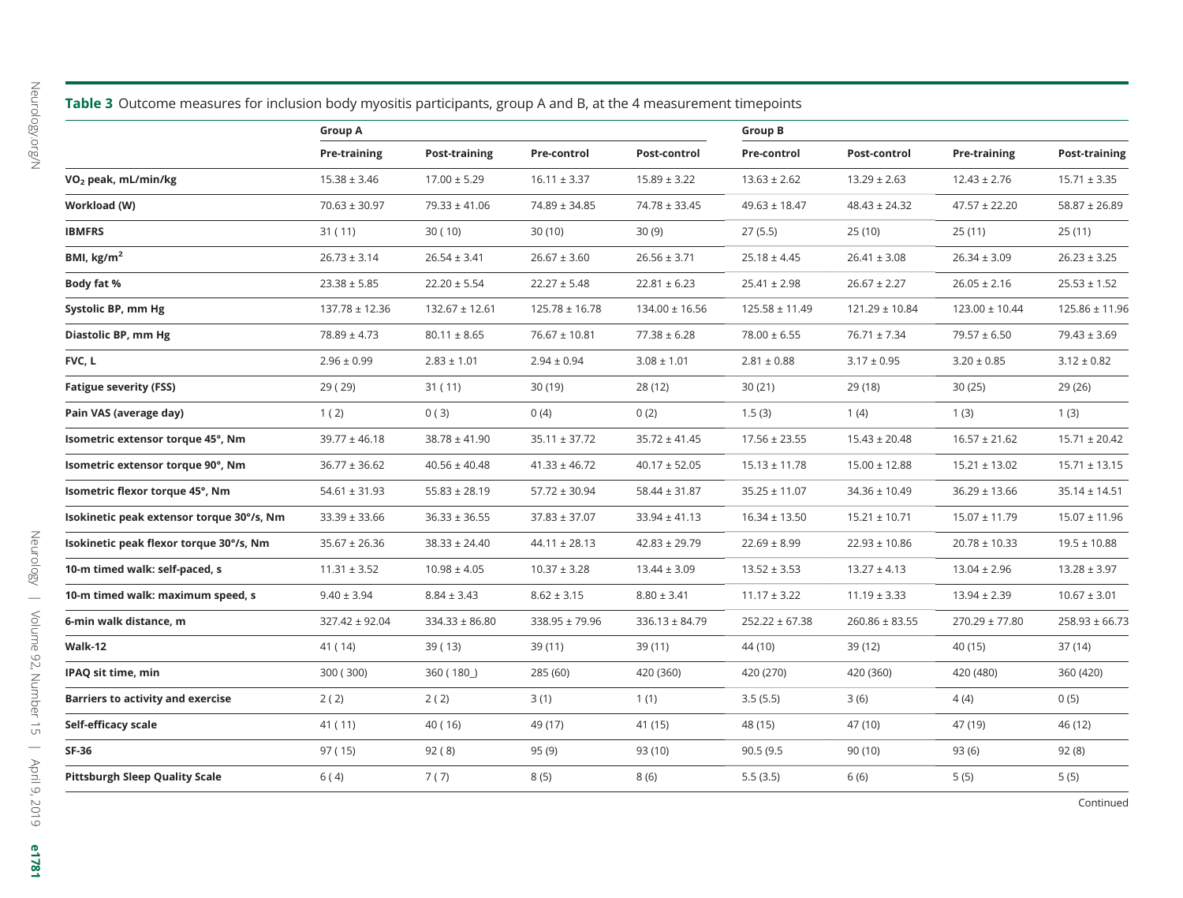**Table 3** Outcome measures for inclusion body myositis participants, group A and B, at the 4 measurement timepoints

| | Group A | | | | Group B | | | |
|---|---|---|---|---|---|---|---|---|
| | Pre-training | Post-training | Pre-control | Post-control | Pre-control | Post-control | Pre-training | Post-training |
| $VO_2$ peak, mL/min/kg | 15.38 ± 3.46 | 17.00 ± 5.29 | 16.11 ± 3.37 | 15.89 ± 3.22 | 13.63 ± 2.62 | 13.29 ± 2.63 | 12.43 ± 2.76 | 15.71 ± 3.35 |
| Workload (W) | 70.63 ± 30.97 | 79.33 ± 41.06 | 74.89 ± 34.85 | 74.78 ± 33.45 | 49.63 ± 18.47 | 48.43 ± 24.32 | 47.57 ± 22.20 | 58.87 ± 26.89 |
| IBMFRS | 31 ( 11) | 30 ( 10) | 30 (10) | 30 (9) | 27 (5.5) | 25 (10) | 25 (11) | 25 (11) |
| BMI, $kg/m^2$ | 26.73 ± 3.14 | 26.54 ± 3.41 | 26.67 ± 3.60 | 26.56 ± 3.71 | 25.18 ± 4.45 | 26.41 ± 3.08 | 26.34 ± 3.09 | 26.23 ± 3.25 |
| Body fat % | 23.38 ± 5.85 | 22.20 ± 5.54 | 22.27 ± 5.48 | 22.81 ± 6.23 | 25.41 ± 2.98 | 26.67 ± 2.27 | 26.05 ± 2.16 | 25.53 ± 1.52 |
| Systolic BP, mm Hg | 137.78 ± 12.36 | 132.67 ± 12.61 | 125.78 ± 16.78 | 134.00 ± 16.56 | 125.58 ± 11.49 | 121.29 ± 10.84 | 123.00 ± 10.44 | 125.86 ± 11.96 |
| Diastolic BP, mm Hg | 78.89 ± 4.73 | 80.11 ± 8.65 | 76.67 ± 10.81 | 77.38 ± 6.28 | 78.00 ± 6.55 | 76.71 ± 7.34 | 79.57 ± 6.50 | 79.43 ± 3.69 |
| FVC, L | 2.96 ± 0.99 | 2.83 ± 1.01 | 2.94 ± 0.94 | 3.08 ± 1.01 | 2.81 ± 0.88 | 3.17 ± 0.95 | 3.20 ± 0.85 | 3.12 ± 0.82 |
| Fatigue severity (FSS) | 29 ( 29) | 31 ( 11) | 30 (19) | 28 (12) | 30 (21) | 29 (18) | 30 (25) | 29 (26) |
| Pain VAS (average day) | 1 ( 2) | 0 ( 3) | 0 (4) | 0 (2) | 1.5 (3) | 1 (4) | 1 (3) | 1 (3) |
| Isometric extensor torque 45°, Nm | 39.77 ± 46.18 | 38.78 ± 41.90 | 35.11 ± 37.72 | 35.72 ± 41.45 | 17.56 ± 23.55 | 15.43 ± 20.48 | 16.57 ± 21.62 | 15.71 ± 20.42 |
| Isometric extensor torque 90°, Nm | 36.77 ± 36.62 | 40.56 ± 40.48 | 41.33 ± 46.72 | 40.17 ± 52.05 | 15.13 ± 11.78 | 15.00 ± 12.88 | 15.21 ± 13.02 | 15.71 ± 13.15 |
| Isometric flexor torque 45°, Nm | 54.61 ± 31.93 | 55.83 ± 28.19 | 57.72 ± 30.94 | 58.44 ± 31.87 | 35.25 ± 11.07 | 34.36 ± 10.49 | 36.29 ± 13.66 | 35.14 ± 14.51 |
| Isokinetic peak extensor torque 30°/s, Nm | 33.39 ± 33.66 | 36.33 ± 36.55 | 37.83 ± 37.07 | 33.94 ± 41.13 | 16.34 ± 13.50 | 15.21 ± 10.71 | 15.07 ± 11.79 | 15.07 ± 11.96 |
| Isokinetic peak flexor torque 30°/s, Nm | 35.67 ± 26.36 | 38.33 ± 24.40 | 44.11 ± 28.13 | 42.83 ± 29.79 | 22.69 ± 8.99 | 22.93 ± 10.86 | 20.78 ± 10.33 | 19.5 ± 10.88 |
| 10-m timed walk: self-paced, s | 11.31 ± 3.52 | 10.98 ± 4.05 | 10.37 ± 3.28 | 13.44 ± 3.09 | 13.52 ± 3.53 | 13.27 ± 4.13 | 13.04 ± 2.96 | 13.28 ± 3.97 |
| 10-m timed walk: maximum speed, s | 9.40 ± 3.94 | 8.84 ± 3.43 | 8.62 ± 3.15 | 8.80 ± 3.41 | 11.17 ± 3.22 | 11.19 ± 3.33 | 13.94 ± 2.39 | 10.67 ± 3.01 |
| 6-min walk distance, m | 327.42 ± 92.04 | 334.33 ± 86.80 | 338.95 ± 79.96 | 336.13 ± 84.79 | 252.22 ± 67.38 | 260.86 ± 83.55 | 270.29 ± 77.80 | 258.93 ± 66.73 |
| Walk-12 | 41 ( 14) | 39 ( 13) | 39 (11) | 39 (11) | 44 (10) | 39 (12) | 40 (15) | 37 (14) |
| IPAQ sit time, min | 300 ( 300) | 360 ( 180_) | 285 (60) | 420 (360) | 420 (270) | 420 (360) | 420 (480) | 360 (420) |
| Barriers to activity and exercise | 2 ( 2) | 2 ( 2) | 3 (1) | 1 (1) | 3.5 (5.5) | 3 (6) | 4 (4) | 0 (5) |
| Self-efficacy scale | 41 ( 11) | 40 ( 16) | 49 (17) | 41 (15) | 48 (15) | 47 (10) | 47 (19) | 46 (12) |
| SF-36 | 97 ( 15) | 92 ( 8) | 95 (9) | 93 (10) | 90.5 (9.5 | 90 (10) | 93 (6) | 92 (8) |
| Pittsburgh Sleep Quality Scale | 6 ( 4) | 7 ( 7) | 8 (5) | 8 (6) | 5.5 (3.5) | 6 (6) | 5 (5) | 5 (5) |

Continued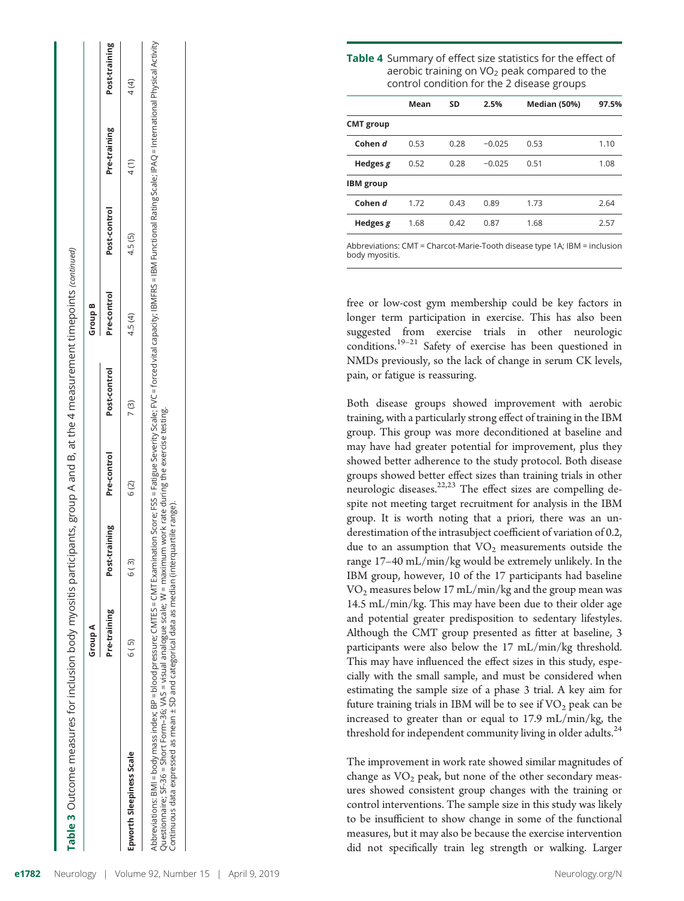**Table 3** Outcome measures for inclusion body myositis participants, group A and B, at the 4 measurement timepoints *(continued)*

| | Group A | | | | Group B | | | |
|---|---|---|---|---|---|---|---|---|
| | Pre-training | Post-training | Pre-control | Post-control | Pre-control | Post-control | Pre-training | Post-training |
| **Epworth Sleepiness Scale** | 6 (5) | 6 (3) | 6 (2) | 7 (3) | 4.5 (4) | 4.5 (5) | 4 (1) | 4 (4) |

Abbreviations: BMI = body mass index; BP = blood pressure; CMTES = CMT Examination Score; FSS = Fatigue Severity Scale; FVC = forced vital capacity; IBMFRS = IBM Functional Rating Scale; IPAQ = International Physical Activity Questionnaire; SF-36 = Short Form–36; VAS = visual analogue scale; W = maximum work rate during the exercise testing.
Continuous data expressed as mean ± SD and categorical data as median (interquartile range).

**Table 4** Summary of effect size statistics for the effect of aerobic training on $VO_2$ peak compared to the control condition for the 2 disease groups

| | Mean | SD | 2.5% | Median (50%) | 97.5% |
|---|---|---|---|---|---|
| **CMT group** | | | | | |
| **Cohen *d*** | 0.53 | 0.28 | −0.025 | 0.53 | 1.10 |
| **Hedges *g*** | 0.52 | 0.28 | −0.025 | 0.51 | 1.08 |
| **IBM group** | | | | | |
| **Cohen *d*** | 1.72 | 0.43 | 0.89 | 1.73 | 2.64 |
| **Hedges *g*** | 1.68 | 0.42 | 0.87 | 1.68 | 2.57 |

Abbreviations: CMT = Charcot-Marie-Tooth disease type 1A; IBM = inclusion body myositis.

free or low-cost gym membership could be key factors in longer term participation in exercise. This has also been suggested from exercise trials in other neurologic conditions.[19–21] Safety of exercise has been questioned in NMDs previously, so the lack of change in serum CK levels, pain, or fatigue is reassuring.

Both disease groups showed improvement with aerobic training, with a particularly strong effect of training in the IBM group. This group was more deconditioned at baseline and may have had greater potential for improvement, plus they showed better adherence to the study protocol. Both disease groups showed better effect sizes than training trials in other neurologic diseases.[22,23] The effect sizes are compelling despite not meeting target recruitment for analysis in the IBM group. It is worth noting that a priori, there was an underestimation of the intrasubject coefficient of variation of 0.2, due to an assumption that $VO_2$ measurements outside the range 17–40 mL/min/kg would be extremely unlikely. In the IBM group, however, 10 of the 17 participants had baseline $VO_2$ measures below 17 mL/min/kg and the group mean was 14.5 mL/min/kg. This may have been due to their older age and potential greater predisposition to sedentary lifestyles. Although the CMT group presented as fitter at baseline, 3 participants were also below the 17 mL/min/kg threshold. This may have influenced the effect sizes in this study, especially with the small sample, and must be considered when estimating the sample size of a phase 3 trial. A key aim for future training trials in IBM will be to see if $VO_2$ peak can be increased to greater than or equal to 17.9 mL/min/kg, the threshold for independent community living in older adults.[24]

The improvement in work rate showed similar magnitudes of change as $VO_2$ peak, but none of the other secondary measures showed consistent group changes with the training or control interventions. The sample size in this study was likely to be insufficient to show change in some of the functional measures, but it may also be because the exercise intervention did not specifically train leg strength or walking. Larger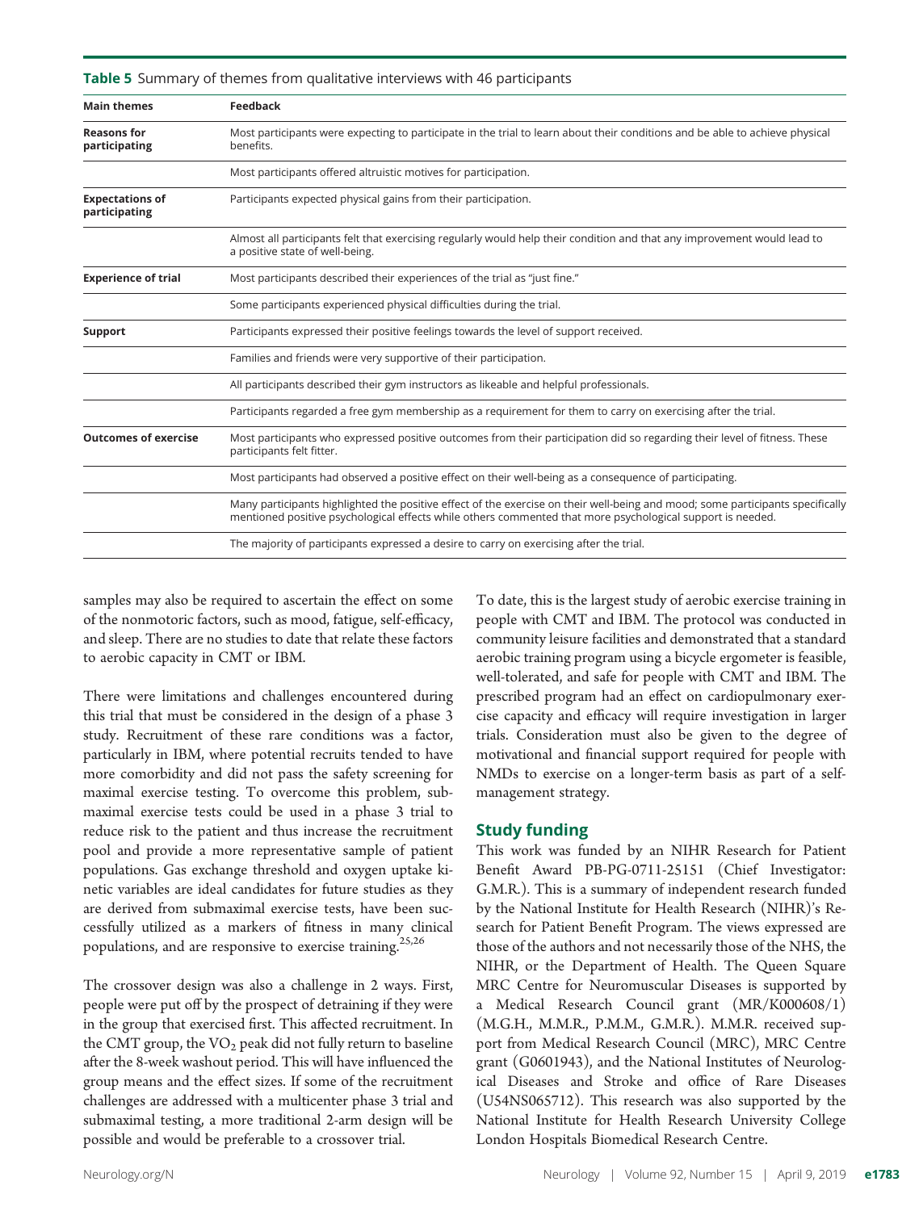**Table 5** Summary of themes from qualitative interviews with 46 participants

| Main themes | Feedback |
| --- | --- |
| **Reasons for participating** | Most participants were expecting to participate in the trial to learn about their conditions and be able to achieve physical benefits. |
| | Most participants offered altruistic motives for participation. |
| **Expectations of participating** | Participants expected physical gains from their participation. |
| | Almost all participants felt that exercising regularly would help their condition and that any improvement would lead to a positive state of well-being. |
| **Experience of trial** | Most participants described their experiences of the trial as "just fine." |
| | Some participants experienced physical difficulties during the trial. |
| **Support** | Participants expressed their positive feelings towards the level of support received. |
| | Families and friends were very supportive of their participation. |
| | All participants described their gym instructors as likeable and helpful professionals. |
| | Participants regarded a free gym membership as a requirement for them to carry on exercising after the trial. |
| **Outcomes of exercise** | Most participants who expressed positive outcomes from their participation did so regarding their level of fitness. These participants felt fitter. |
| | Most participants had observed a positive effect on their well-being as a consequence of participating. |
| | Many participants highlighted the positive effect of the exercise on their well-being and mood; some participants specifically mentioned positive psychological effects while others commented that more psychological support is needed. |
| | The majority of participants expressed a desire to carry on exercising after the trial. |

samples may also be required to ascertain the effect on some of the nonmotoric factors, such as mood, fatigue, self-efficacy, and sleep. There are no studies to date that relate these factors to aerobic capacity in CMT or IBM.

There were limitations and challenges encountered during this trial that must be considered in the design of a phase 3 study. Recruitment of these rare conditions was a factor, particularly in IBM, where potential recruits tended to have more comorbidity and did not pass the safety screening for maximal exercise testing. To overcome this problem, submaximal exercise tests could be used in a phase 3 trial to reduce risk to the patient and thus increase the recruitment pool and provide a more representative sample of patient populations. Gas exchange threshold and oxygen uptake kinetic variables are ideal candidates for future studies as they are derived from submaximal exercise tests, have been successfully utilized as a markers of fitness in many clinical populations, and are responsive to exercise training.[25,26]

The crossover design was also a challenge in 2 ways. First, people were put off by the prospect of detraining if they were in the group that exercised first. This affected recruitment. In the CMT group, the $VO_2$ peak did not fully return to baseline after the 8-week washout period. This will have influenced the group means and the effect sizes. If some of the recruitment challenges are addressed with a multicenter phase 3 trial and submaximal testing, a more traditional 2-arm design will be possible and would be preferable to a crossover trial.

To date, this is the largest study of aerobic exercise training in people with CMT and IBM. The protocol was conducted in community leisure facilities and demonstrated that a standard aerobic training program using a bicycle ergometer is feasible, well-tolerated, and safe for people with CMT and IBM. The prescribed program had an effect on cardiopulmonary exercise capacity and efficacy will require investigation in larger trials. Consideration must also be given to the degree of motivational and financial support required for people with NMDs to exercise on a longer-term basis as part of a self-management strategy.

## Study funding

This work was funded by an NIHR Research for Patient Benefit Award PB-PG-0711-25151 (Chief Investigator: G.M.R.). This is a summary of independent research funded by the National Institute for Health Research (NIHR)'s Research for Patient Benefit Program. The views expressed are those of the authors and not necessarily those of the NHS, the NIHR, or the Department of Health. The Queen Square MRC Centre for Neuromuscular Diseases is supported by a Medical Research Council grant (MR/K000608/1) (M.G.H., M.M.R., P.M.M., G.M.R.). M.M.R. received support from Medical Research Council (MRC), MRC Centre grant (G0601943), and the National Institutes of Neurological Diseases and Stroke and office of Rare Diseases (U54NS065712). This research was also supported by the National Institute for Health Research University College London Hospitals Biomedical Research Centre.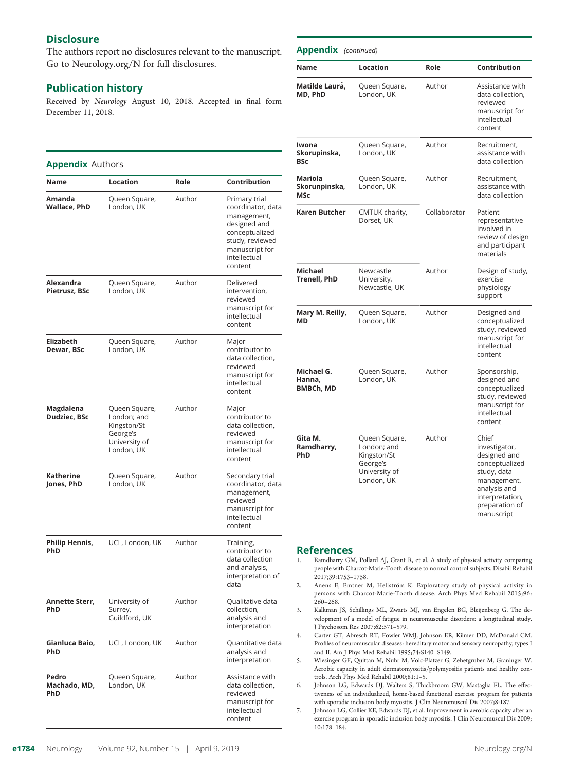## Disclosure

The authors report no disclosures relevant to the manuscript. Go to Neurology.org/N for full disclosures.

## Publication history

Received by *Neurology* August 10, 2018. Accepted in final form December 11, 2018.

## Appendix Authors

| Name | Location | Role | Contribution |
|---|---|---|---|
| **Amanda Wallace, PhD** | Queen Square, London, UK | Author | Primary trial coordinator, data management, designed and conceptualized study, reviewed manuscript for intellectual content |
| **Alexandra Pietrusz, BSc** | Queen Square, London, UK | Author | Delivered intervention, reviewed manuscript for intellectual content |
| **Elizabeth Dewar, BSc** | Queen Square, London, UK | Author | Major contributor to data collection, reviewed manuscript for intellectual content |
| **Magdalena Dudziec, BSc** | Queen Square, London; and Kingston/St George's University of London, UK | Author | Major contributor to data collection, reviewed manuscript for intellectual content |
| **Katherine Jones, PhD** | Queen Square, London, UK | Author | Secondary trial coordinator, data management, reviewed manuscript for intellectual content |
| **Philip Hennis, PhD** | UCL, London, UK | Author | Training, contributor to data collection and analysis, interpretation of data |
| **Annette Sterr, PhD** | University of Surrey, Guildford, UK | Author | Qualitative data collection, analysis and interpretation |
| **Gianluca Baio, PhD** | UCL, London, UK | Author | Quantitative data analysis and interpretation |
| **Pedro Machado, MD, PhD** | Queen Square, London, UK | Author | Assistance with data collection, reviewed manuscript for intellectual content |
| **Matilde Laurá, MD, PhD** | Queen Square, London, UK | Author | Assistance with data collection, reviewed manuscript for intellectual content |
| **Iwona Skorupinska, BSc** | Queen Square, London, UK | Author | Recruitment, assistance with data collection |
| **Mariola Skorunpinska, MSc** | Queen Square, London, UK | Author | Recruitment, assistance with data collection |
| **Karen Butcher** | CMTUK charity, Dorset, UK | Collaborator | Patient representative involved in review of design and participant materials |
| **Michael Trenell, PhD** | Newcastle University, Newcastle, UK | Author | Design of study, exercise physiology support |
| **Mary M. Reilly, MD** | Queen Square, London, UK | Author | Designed and conceptualized study, reviewed manuscript for intellectual content |
| **Michael G. Hanna, BMBCh, MD** | Queen Square, London, UK | Author | Sponsorship, designed and conceptualized study, reviewed manuscript for intellectual content |
| **Gita M. Ramdharry, PhD** | Queen Square, London; and Kingston/St George's University of London, UK | Author | Chief investigator, designed and conceptualized study, data management, analysis and interpretation, preparation of manuscript |

## References

1. Ramdharry GM, Pollard AJ, Grant R, et al. A study of physical activity comparing people with Charcot-Marie-Tooth disease to normal control subjects. Disabil Rehabil 2017;39:1753–1758.
2. Anens E, Emtner M, Hellström K. Exploratory study of physical activity in persons with Charcot-Marie-Tooth disease. Arch Phys Med Rehabil 2015;96: 260–268.
3. Kalkman JS, Schillings ML, Zwarts MJ, van Engelen BG, Bleijenberg G. The development of a model of fatigue in neuromuscular disorders: a longitudinal study. J Psychosom Res 2007;62:571–579.
4. Carter GT, Abresch RT, Fowler WMJ, Johnson ER, Kilmer DD, McDonald CM. Profiles of neuromuscular diseases: hereditary motor and sensory neuropathy, types I and II. Am J Phys Med Rehabil 1995;74:S140–S149.
5. Wiesinger GF, Quittan M, Nuhr M, Volc-Platzer G, Zehetgruber M, Graninger W. Aerobic capacity in adult dermatomyositis/polymyositis patients and healthy controls. Arch Phys Med Rehabil 2000;81:1–5.
6. Johnson LG, Edwards DJ, Walters S, Thickbroom GW, Mastaglia FL. The effectiveness of an individualized, home-based functional exercise program for patients with sporadic inclusion body myositis. J Clin Neuromuscul Dis 2007;8:187.
7. Johnson LG, Collier KE, Edwards DJ, et al. Improvement in aerobic capacity after an exercise program in sporadic inclusion body myositis. J Clin Neuromuscul Dis 2009; 10:178–184.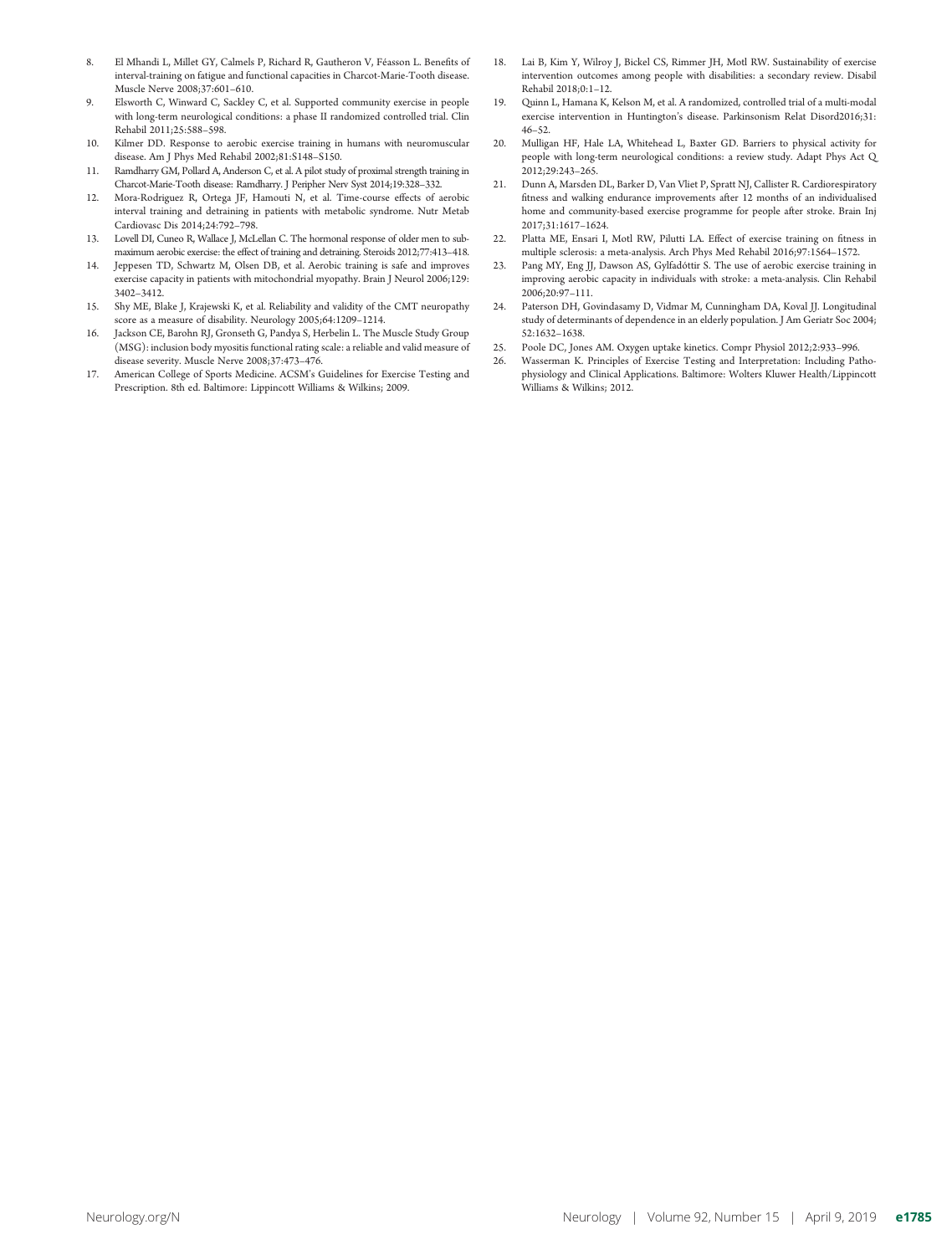8. El Mhandi L, Millet GY, Calmels P, Richard R, Gautheron V, Féasson L. Benefits of interval-training on fatigue and functional capacities in Charcot-Marie-Tooth disease. Muscle Nerve 2008;37:601–610.
9. Elsworth C, Winward C, Sackley C, et al. Supported community exercise in people with long-term neurological conditions: a phase II randomized controlled trial. Clin Rehabil 2011;25:588–598.
10. Kilmer DD. Response to aerobic exercise training in humans with neuromuscular disease. Am J Phys Med Rehabil 2002;81:S148–S150.
11. Ramdharry GM, Pollard A, Anderson C, et al. A pilot study of proximal strength training in Charcot-Marie-Tooth disease: Ramdharry. J Peripher Nerv Syst 2014;19:328–332.
12. Mora-Rodriguez R, Ortega JF, Hamouti N, et al. Time-course effects of aerobic interval training and detraining in patients with metabolic syndrome. Nutr Metab Cardiovasc Dis 2014;24:792–798.
13. Lovell DI, Cuneo R, Wallace J, McLellan C. The hormonal response of older men to sub-maximum aerobic exercise: the effect of training and detraining. Steroids 2012;77:413–418.
14. Jeppesen TD, Schwartz M, Olsen DB, et al. Aerobic training is safe and improves exercise capacity in patients with mitochondrial myopathy. Brain J Neurol 2006;129: 3402–3412.
15. Shy ME, Blake J, Krajewski K, et al. Reliability and validity of the CMT neuropathy score as a measure of disability. Neurology 2005;64:1209–1214.
16. Jackson CE, Barohn RJ, Gronseth G, Pandya S, Herbelin L. The Muscle Study Group (MSG): inclusion body myositis functional rating scale: a reliable and valid measure of disease severity. Muscle Nerve 2008;37:473–476.
17. American College of Sports Medicine. ACSM's Guidelines for Exercise Testing and Prescription. 8th ed. Baltimore: Lippincott Williams & Wilkins; 2009.
18. Lai B, Kim Y, Wilroy J, Bickel CS, Rimmer JH, Motl RW. Sustainability of exercise intervention outcomes among people with disabilities: a secondary review. Disabil Rehabil 2018;0:1–12.
19. Quinn L, Hamana K, Kelson M, et al. A randomized, controlled trial of a multi-modal exercise intervention in Huntington's disease. Parkinsonism Relat Disord2016;31: 46–52.
20. Mulligan HF, Hale LA, Whitehead L, Baxter GD. Barriers to physical activity for people with long-term neurological conditions: a review study. Adapt Phys Act Q 2012;29:243–265.
21. Dunn A, Marsden DL, Barker D, Van Vliet P, Spratt NJ, Callister R. Cardiorespiratory fitness and walking endurance improvements after 12 months of an individualised home and community-based exercise programme for people after stroke. Brain Inj 2017;31:1617–1624.
22. Platta ME, Ensari I, Motl RW, Pilutti LA. Effect of exercise training on fitness in multiple sclerosis: a meta-analysis. Arch Phys Med Rehabil 2016;97:1564–1572.
23. Pang MY, Eng JJ, Dawson AS, Gylfadóttir S. The use of aerobic exercise training in improving aerobic capacity in individuals with stroke: a meta-analysis. Clin Rehabil 2006;20:97–111.
24. Paterson DH, Govindasamy D, Vidmar M, Cunningham DA, Koval JJ. Longitudinal study of determinants of dependence in an elderly population. J Am Geriatr Soc 2004; 52:1632–1638.
25. Poole DC, Jones AM. Oxygen uptake kinetics. Compr Physiol 2012;2:933–996.
26. Wasserman K. Principles of Exercise Testing and Interpretation: Including Pathophysiology and Clinical Applications. Baltimore: Wolters Kluwer Health/Lippincott Williams & Wilkins; 2012.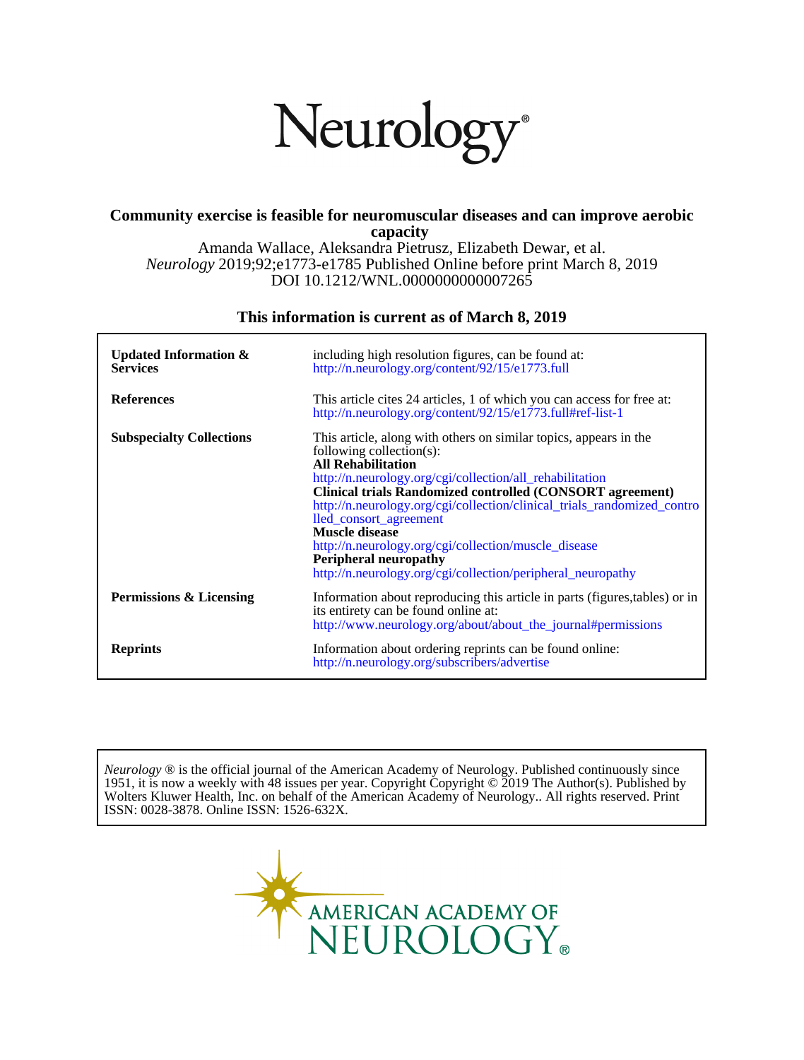# Neurology®

**Community exercise is feasible for neuromuscular diseases and can improve aerobic capacity**

Amanda Wallace, Aleksandra Pietrusz, Elizabeth Dewar, et al.

*Neurology* 2019;92;e1773-e1785 Published Online before print March 8, 2019

DOI 10.1212/WNL.0000000000007265

**This information is current as of March 8, 2019**

| | |
|---|---|
| **Updated Information & Services** | including high resolution figures, can be found at: http://n.neurology.org/content/92/15/e1773.full |
| **References** | This article cites 24 articles, 1 of which you can access for free at: http://n.neurology.org/content/92/15/e1773.full#ref-list-1 |
| **Subspecialty Collections** | This article, along with others on similar topics, appears in the following collection(s): **All Rehabilitation** http://n.neurology.org/cgi/collection/all_rehabilitation **Clinical trials Randomized controlled (CONSORT agreement)** http://n.neurology.org/cgi/collection/clinical_trials_randomized_controlled_consort_agreement **Muscle disease** http://n.neurology.org/cgi/collection/muscle_disease **Peripheral neuropathy** http://n.neurology.org/cgi/collection/peripheral_neuropathy |
| **Permissions & Licensing** | Information about reproducing this article in parts (figures,tables) or in its entirety can be found online at: http://www.neurology.org/about/about_the_journal#permissions |
| **Reprints** | Information about ordering reprints can be found online: http://n.neurology.org/subscribers/advertise |

*Neurology* ® is the official journal of the American Academy of Neurology. Published continuously since 1951, it is now a weekly with 48 issues per year. Copyright Copyright © 2019 The Author(s). Published by Wolters Kluwer Health, Inc. on behalf of the American Academy of Neurology.. All rights reserved. Print ISSN: 0028-3878. Online ISSN: 1526-632X.

AMERICAN ACADEMY OF NEUROLOGY®